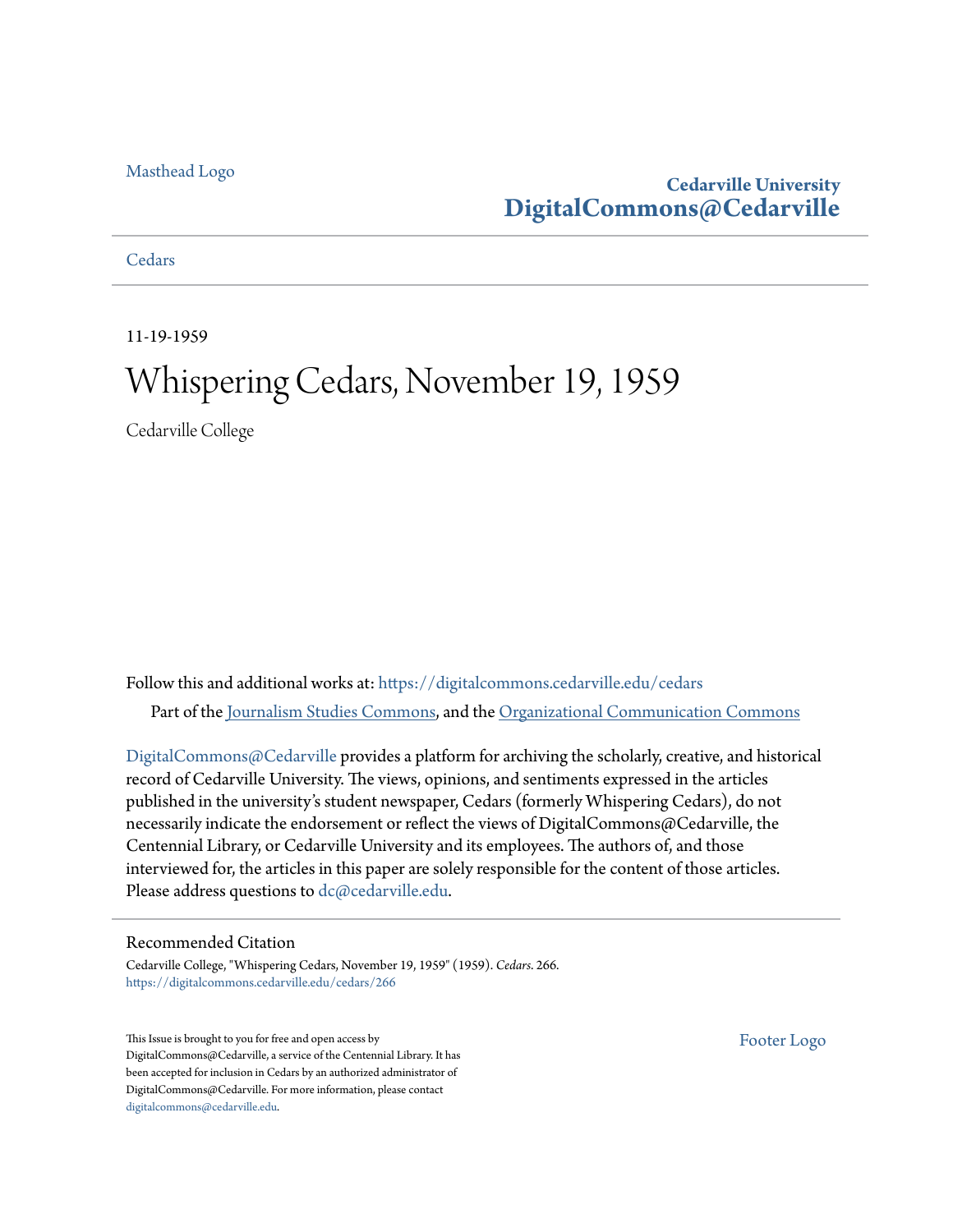Masthead Logo

**Cedarville University**
**DigitalCommons@Cedarville**

Cedars

11-19-1959

# Whispering Cedars, November 19, 1959

Cedarville College

Follow this and additional works at: https://digitalcommons.cedarville.edu/cedars

Part of the Journalism Studies Commons, and the Organizational Communication Commons

DigitalCommons@Cedarville provides a platform for archiving the scholarly, creative, and historical record of Cedarville University. The views, opinions, and sentiments expressed in the articles published in the university's student newspaper, Cedars (formerly Whispering Cedars), do not necessarily indicate the endorsement or reflect the views of DigitalCommons@Cedarville, the Centennial Library, or Cedarville University and its employees. The authors of, and those interviewed for, the articles in this paper are solely responsible for the content of those articles. Please address questions to dc@cedarville.edu.

## Recommended Citation

Cedarville College, "Whispering Cedars, November 19, 1959" (1959). *Cedars*. 266.
https://digitalcommons.cedarville.edu/cedars/266

This Issue is brought to you for free and open access by DigitalCommons@Cedarville, a service of the Centennial Library. It has been accepted for inclusion in Cedars by an authorized administrator of DigitalCommons@Cedarville. For more information, please contact digitalcommons@cedarville.edu.

Footer Logo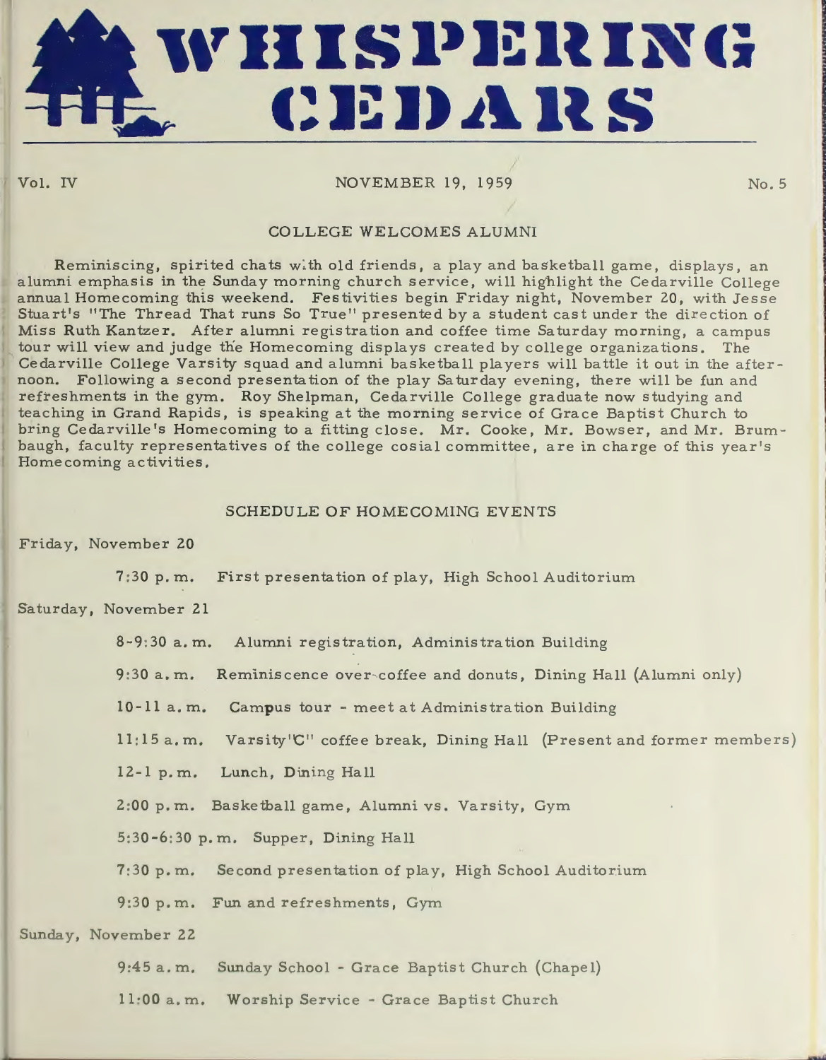# WHISPERING CEDARS

Vol. IV | NOVEMBER 19, 1959 | No. 5

## COLLEGE WELCOMES ALUMNI

Reminiscing, spirited chats with old friends, a play and basketball game, displays, an alumni emphasis in the Sunday morning church service, will highlight the Cedarville College annual Homecoming this weekend. Festivities begin Friday night, November 20, with Jesse Stuart's "The Thread That runs So True" presented by a student cast under the direction of Miss Ruth Kantzer. After alumni registration and coffee time Saturday morning, a campus tour will view and judge the Homecoming displays created by college organizations. The Cedarville College Varsity squad and alumni basketball players will battle it out in the afternoon. Following a second presentation of the play Saturday evening, there will be fun and refreshments in the gym. Roy Shelpman, Cedarville College graduate now studying and teaching in Grand Rapids, is speaking at the morning service of Grace Baptist Church to bring Cedarville's Homecoming to a fitting close. Mr. Cooke, Mr. Bowser, and Mr. Brumbaugh, faculty representatives of the college cosial committee, are in charge of this year's Homecoming activities.

## SCHEDULE OF HOMECOMING EVENTS

Friday, November 20

7:30 p.m. First presentation of play, High School Auditorium

Saturday, November 21

8-9:30 a.m. Alumni registration, Administration Building

9:30 a.m. Reminiscence over coffee and donuts, Dining Hall (Alumni only)

10-11 a.m. Campus tour - meet at Administration Building

11:15 a.m. Varsity "C" coffee break, Dining Hall (Present and former members)

12-1 p.m. Lunch, Dining Hall

2:00 p.m. Basketball game, Alumni vs. Varsity, Gym

5:30-6:30 p.m. Supper, Dining Hall

7:30 p.m. Second presentation of play, High School Auditorium

9:30 p.m. Fun and refreshments, Gym

Sunday, November 22

9:45 a.m. Sunday School - Grace Baptist Church (Chapel)

11:00 a.m. Worship Service - Grace Baptist Church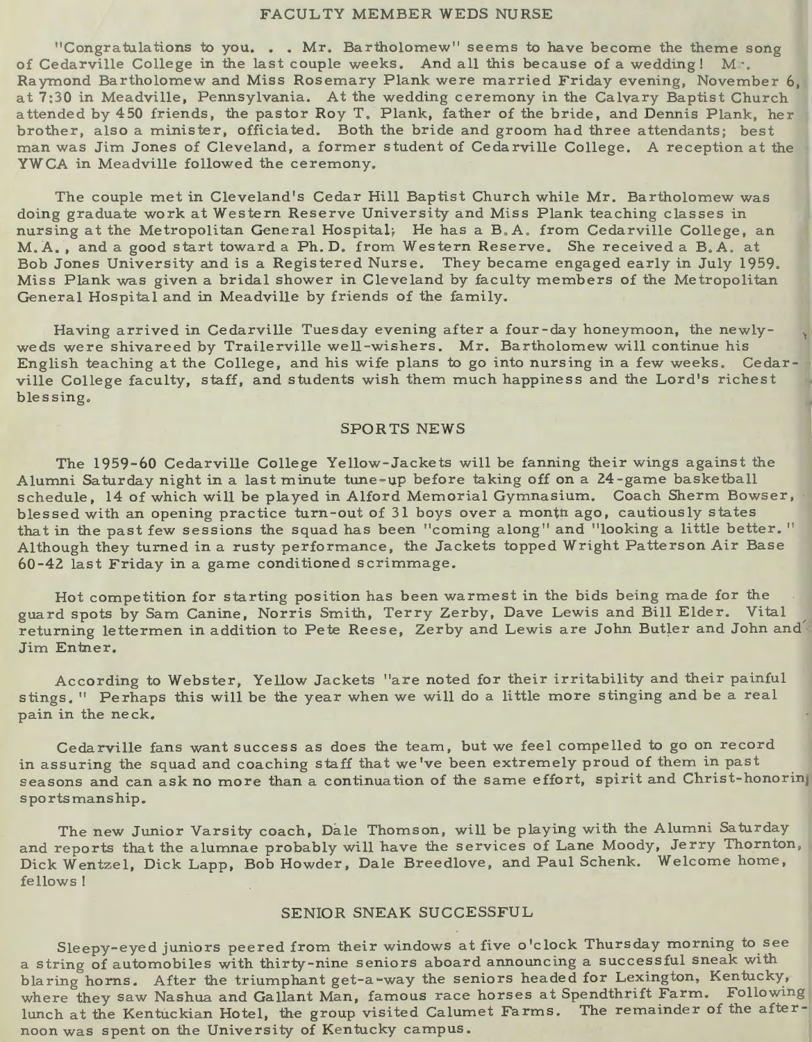## FACULTY MEMBER WEDS NURSE

"Congratulations to you. . . Mr. Bartholomew" seems to have become the theme song of Cedarville College in the last couple weeks. And all this because of a wedding! Mr. Raymond Bartholomew and Miss Rosemary Plank were married Friday evening, November 6, at 7:30 in Meadville, Pennsylvania. At the wedding ceremony in the Calvary Baptist Church attended by 450 friends, the pastor Roy T. Plank, father of the bride, and Dennis Plank, her brother, also a minister, officiated. Both the bride and groom had three attendants; best man was Jim Jones of Cleveland, a former student of Cedarville College. A reception at the YWCA in Meadville followed the ceremony.

The couple met in Cleveland's Cedar Hill Baptist Church while Mr. Bartholomew was doing graduate work at Western Reserve University and Miss Plank teaching classes in nursing at the Metropolitan General Hospital; He has a B.A. from Cedarville College, an M.A., and a good start toward a Ph.D. from Western Reserve. She received a B.A. at Bob Jones University and is a Registered Nurse. They became engaged early in July 1959. Miss Plank was given a bridal shower in Cleveland by faculty members of the Metropolitan General Hospital and in Meadville by friends of the family.

Having arrived in Cedarville Tuesday evening after a four-day honeymoon, the newlyweds were shivareed by Trailerville well-wishers. Mr. Bartholomew will continue his English teaching at the College, and his wife plans to go into nursing in a few weeks. Cedarville College faculty, staff, and students wish them much happiness and the Lord's richest blessing.

## SPORTS NEWS

The 1959-60 Cedarville College Yellow-Jackets will be fanning their wings against the Alumni Saturday night in a last minute tune-up before taking off on a 24-game basketball schedule, 14 of which will be played in Alford Memorial Gymnasium. Coach Sherm Bowser, blessed with an opening practice turn-out of 31 boys over a month ago, cautiously states that in the past few sessions the squad has been "coming along" and "looking a little better." Although they turned in a rusty performance, the Jackets topped Wright Patterson Air Base 60-42 last Friday in a game conditioned scrimmage.

Hot competition for starting position has been warmest in the bids being made for the guard spots by Sam Canine, Norris Smith, Terry Zerby, Dave Lewis and Bill Elder. Vital returning lettermen in addition to Pete Reese, Zerby and Lewis are John Butler and John and Jim Entner.

According to Webster, Yellow Jackets "are noted for their irritability and their painful stings." Perhaps this will be the year when we will do a little more stinging and be a real pain in the neck.

Cedarville fans want success as does the team, but we feel compelled to go on record in assuring the squad and coaching staff that we've been extremely proud of them in past seasons and can ask no more than a continuation of the same effort, spirit and Christ-honoring sportsmanship.

The new Junior Varsity coach, Dale Thomson, will be playing with the Alumni Saturday and reports that the alumnae probably will have the services of Lane Moody, Jerry Thornton, Dick Wentzel, Dick Lapp, Bob Howder, Dale Breedlove, and Paul Schenk. Welcome home, fellows!

## SENIOR SNEAK SUCCESSFUL

Sleepy-eyed juniors peered from their windows at five o'clock Thursday morning to see a string of automobiles with thirty-nine seniors aboard announcing a successful sneak with blaring horns. After the triumphant get-a-way the seniors headed for Lexington, Kentucky, where they saw Nashua and Gallant Man, famous race horses at Spendthrift Farm. Following lunch at the Kentuckian Hotel, the group visited Calumet Farms. The remainder of the afternoon was spent on the University of Kentucky campus.